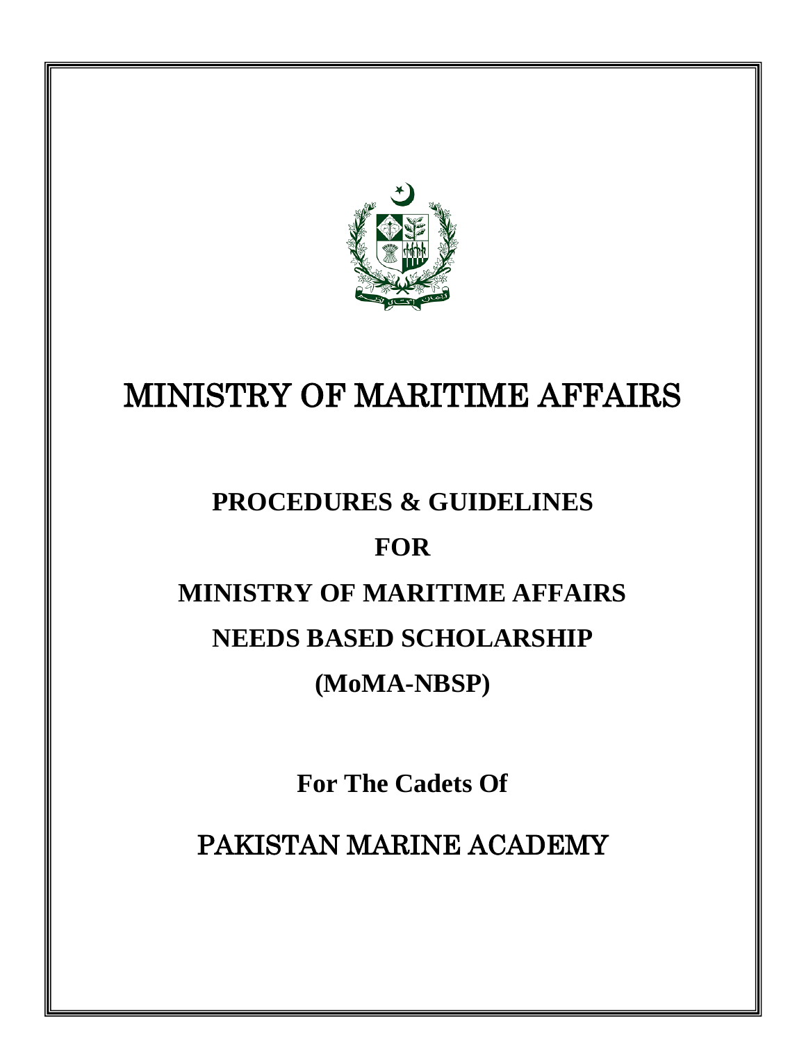# MINISTRY OF MARITIME AFFAIRS

## PROCEDURES & GUIDELINES

## FOR

## MINISTRY OF MARITIME AFFAIRS

## NEEDS BASED SCHOLARSHIP

## (MoMA-NBSP)

**For The Cadets Of**

# PAKISTAN MARINE ACADEMY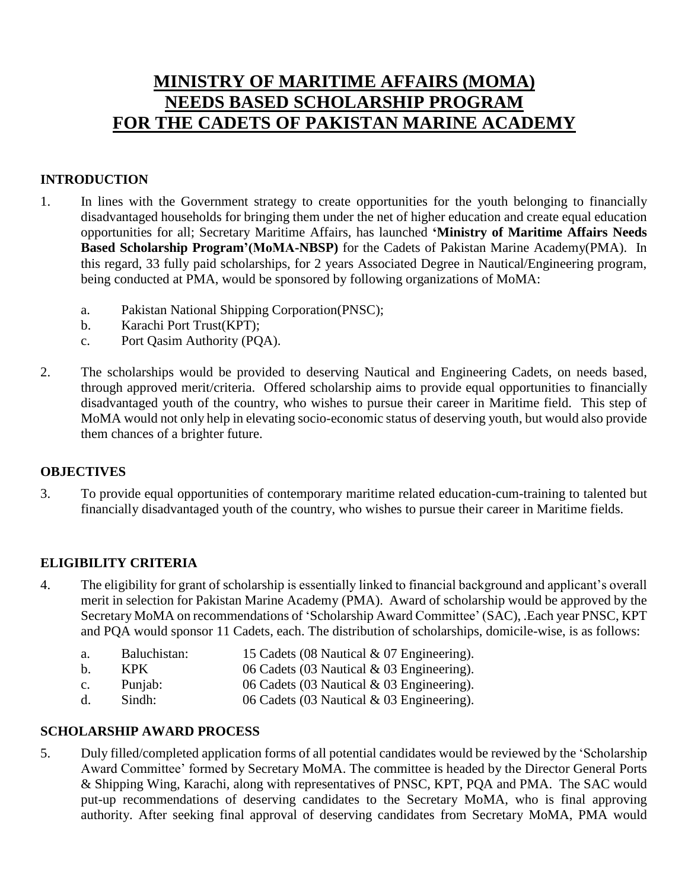# MINISTRY OF MARITIME AFFAIRS (MOMA) NEEDS BASED SCHOLARSHIP PROGRAM FOR THE CADETS OF PAKISTAN MARINE ACADEMY

## INTRODUCTION

1. In lines with the Government strategy to create opportunities for the youth belonging to financially disadvantaged households for bringing them under the net of higher education and create equal education opportunities for all; Secretary Maritime Affairs, has launched **'Ministry of Maritime Affairs Needs Based Scholarship Program'(MoMA-NBSP)** for the Cadets of Pakistan Marine Academy(PMA). In this regard, 33 fully paid scholarships, for 2 years Associated Degree in Nautical/Engineering program, being conducted at PMA, would be sponsored by following organizations of MoMA:

   a. Pakistan National Shipping Corporation(PNSC);
   b. Karachi Port Trust(KPT);
   c. Port Qasim Authority (PQA).

2. The scholarships would be provided to deserving Nautical and Engineering Cadets, on needs based, through approved merit/criteria. Offered scholarship aims to provide equal opportunities to financially disadvantaged youth of the country, who wishes to pursue their career in Maritime field. This step of MoMA would not only help in elevating socio-economic status of deserving youth, but would also provide them chances of a brighter future.

## OBJECTIVES

3. To provide equal opportunities of contemporary maritime related education-cum-training to talented but financially disadvantaged youth of the country, who wishes to pursue their career in Maritime fields.

## ELIGIBILITY CRITERIA

4. The eligibility for grant of scholarship is essentially linked to financial background and applicant's overall merit in selection for Pakistan Marine Academy (PMA). Award of scholarship would be approved by the Secretary MoMA on recommendations of 'Scholarship Award Committee' (SAC), .Each year PNSC, KPT and PQA would sponsor 11 Cadets, each. The distribution of scholarships, domicile-wise, is as follows:

   a. Baluchistan: 15 Cadets (08 Nautical & 07 Engineering).
   b. KPK 06 Cadets (03 Nautical & 03 Engineering).
   c. Punjab: 06 Cadets (03 Nautical & 03 Engineering).
   d. Sindh: 06 Cadets (03 Nautical & 03 Engineering).

## SCHOLARSHIP AWARD PROCESS

5. Duly filled/completed application forms of all potential candidates would be reviewed by the 'Scholarship Award Committee' formed by Secretary MoMA. The committee is headed by the Director General Ports & Shipping Wing, Karachi, along with representatives of PNSC, KPT, PQA and PMA. The SAC would put-up recommendations of deserving candidates to the Secretary MoMA, who is final approving authority. After seeking final approval of deserving candidates from Secretary MoMA, PMA would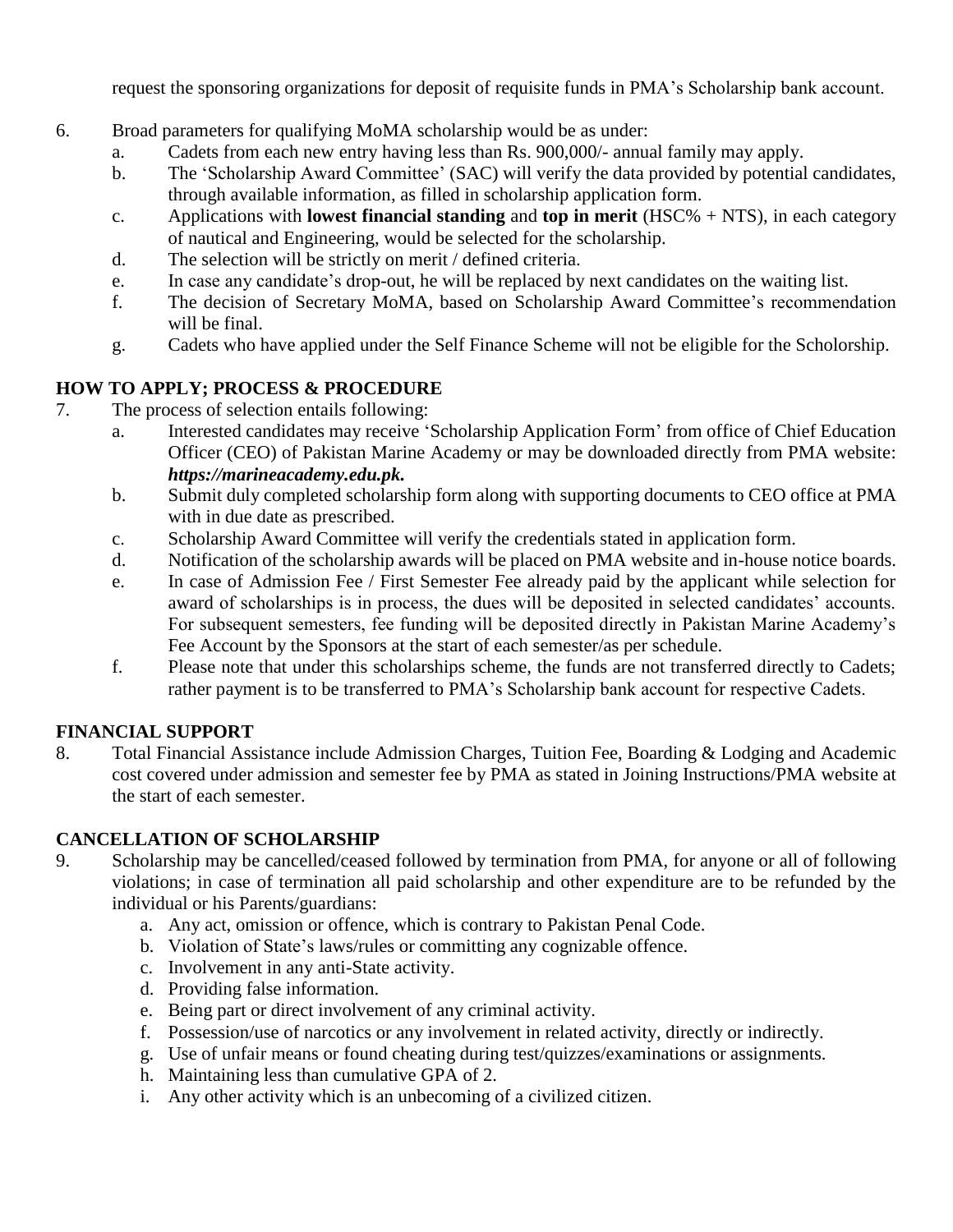request the sponsoring organizations for deposit of requisite funds in PMA's Scholarship bank account.

6. Broad parameters for qualifying MoMA scholarship would be as under:
   a. Cadets from each new entry having less than Rs. 900,000/- annual family may apply.
   b. The 'Scholarship Award Committee' (SAC) will verify the data provided by potential candidates, through available information, as filled in scholarship application form.
   c. Applications with **lowest financial standing** and **top in merit** (HSC% + NTS), in each category of nautical and Engineering, would be selected for the scholarship.
   d. The selection will be strictly on merit / defined criteria.
   e. In case any candidate's drop-out, he will be replaced by next candidates on the waiting list.
   f. The decision of Secretary MoMA, based on Scholarship Award Committee's recommendation will be final.
   g. Cadets who have applied under the Self Finance Scheme will not be eligible for the Scholorship.

## HOW TO APPLY; PROCESS & PROCEDURE

7. The process of selection entails following:
   a. Interested candidates may receive 'Scholarship Application Form' from office of Chief Education Officer (CEO) of Pakistan Marine Academy or may be downloaded directly from PMA website: ***https://marineacademy.edu.pk.***
   b. Submit duly completed scholarship form along with supporting documents to CEO office at PMA with in due date as prescribed.
   c. Scholarship Award Committee will verify the credentials stated in application form.
   d. Notification of the scholarship awards will be placed on PMA website and in-house notice boards.
   e. In case of Admission Fee / First Semester Fee already paid by the applicant while selection for award of scholarships is in process, the dues will be deposited in selected candidates' accounts. For subsequent semesters, fee funding will be deposited directly in Pakistan Marine Academy's Fee Account by the Sponsors at the start of each semester/as per schedule.
   f. Please note that under this scholarships scheme, the funds are not transferred directly to Cadets; rather payment is to be transferred to PMA's Scholarship bank account for respective Cadets.

## FINANCIAL SUPPORT

8. Total Financial Assistance include Admission Charges, Tuition Fee, Boarding & Lodging and Academic cost covered under admission and semester fee by PMA as stated in Joining Instructions/PMA website at the start of each semester.

## CANCELLATION OF SCHOLARSHIP

9. Scholarship may be cancelled/ceased followed by termination from PMA, for anyone or all of following violations; in case of termination all paid scholarship and other expenditure are to be refunded by the individual or his Parents/guardians:
   a. Any act, omission or offence, which is contrary to Pakistan Penal Code.
   b. Violation of State's laws/rules or committing any cognizable offence.
   c. Involvement in any anti-State activity.
   d. Providing false information.
   e. Being part or direct involvement of any criminal activity.
   f. Possession/use of narcotics or any involvement in related activity, directly or indirectly.
   g. Use of unfair means or found cheating during test/quizzes/examinations or assignments.
   h. Maintaining less than cumulative GPA of 2.
   i. Any other activity which is an unbecoming of a civilized citizen.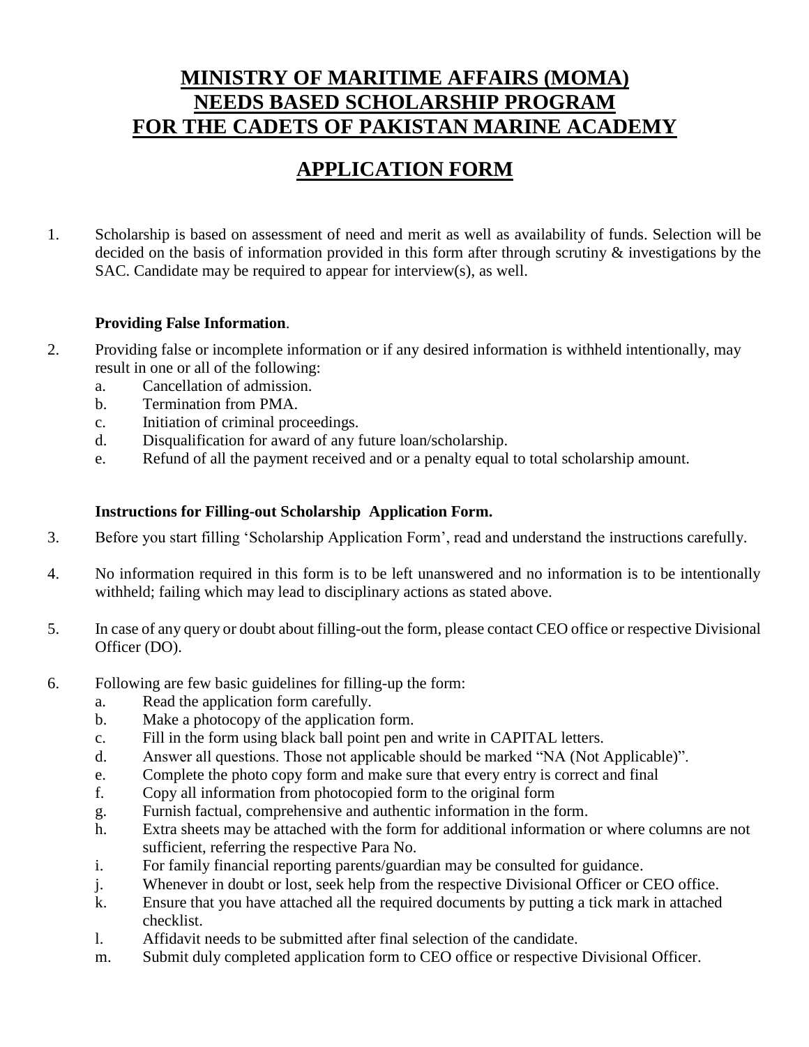# MINISTRY OF MARITIME AFFAIRS (MOMA)
# NEEDS BASED SCHOLARSHIP PROGRAM
# FOR THE CADETS OF PAKISTAN MARINE ACADEMY

## APPLICATION FORM

1. Scholarship is based on assessment of need and merit as well as availability of funds. Selection will be decided on the basis of information provided in this form after through scrutiny & investigations by the SAC. Candidate may be required to appear for interview(s), as well.

**Providing False Information**.

2. Providing false or incomplete information or if any desired information is withheld intentionally, may result in one or all of the following:
   a. Cancellation of admission.
   b. Termination from PMA.
   c. Initiation of criminal proceedings.
   d. Disqualification for award of any future loan/scholarship.
   e. Refund of all the payment received and or a penalty equal to total scholarship amount.

**Instructions for Filling-out Scholarship Application Form.**

3. Before you start filling 'Scholarship Application Form', read and understand the instructions carefully.

4. No information required in this form is to be left unanswered and no information is to be intentionally withheld; failing which may lead to disciplinary actions as stated above.

5. In case of any query or doubt about filling-out the form, please contact CEO office or respective Divisional Officer (DO).

6. Following are few basic guidelines for filling-up the form:
   a. Read the application form carefully.
   b. Make a photocopy of the application form.
   c. Fill in the form using black ball point pen and write in CAPITAL letters.
   d. Answer all questions. Those not applicable should be marked "NA (Not Applicable)".
   e. Complete the photo copy form and make sure that every entry is correct and final
   f. Copy all information from photocopied form to the original form
   g. Furnish factual, comprehensive and authentic information in the form.
   h. Extra sheets may be attached with the form for additional information or where columns are not sufficient, referring the respective Para No.
   i. For family financial reporting parents/guardian may be consulted for guidance.
   j. Whenever in doubt or lost, seek help from the respective Divisional Officer or CEO office.
   k. Ensure that you have attached all the required documents by putting a tick mark in attached checklist.
   l. Affidavit needs to be submitted after final selection of the candidate.
   m. Submit duly completed application form to CEO office or respective Divisional Officer.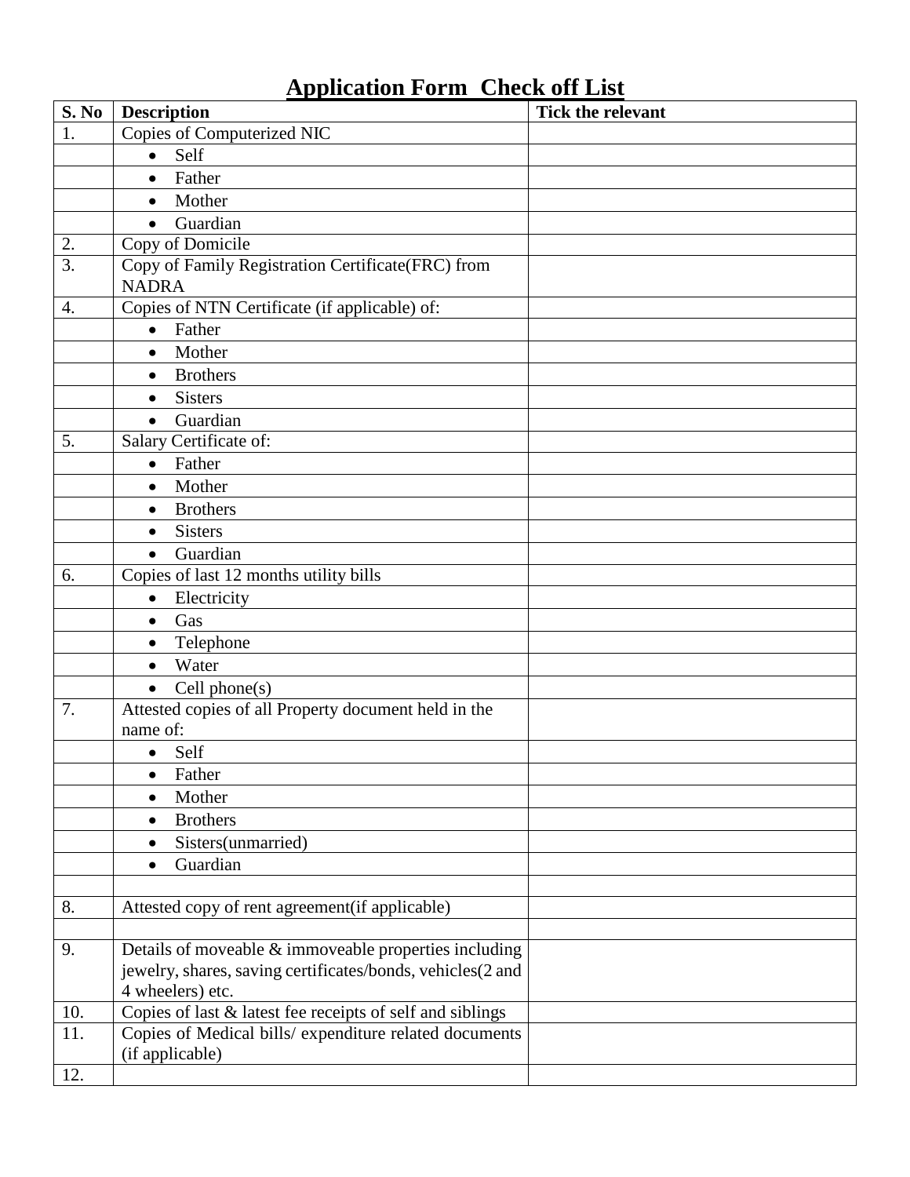# Application Form Check off List

| S. No | Description | Tick the relevant |
|---|---|---|
| 1. | Copies of Computerized NIC | |
| | • Self | |
| | • Father | |
| | • Mother | |
| | • Guardian | |
| 2. | Copy of Domicile | |
| 3. | Copy of Family Registration Certificate(FRC) from NADRA | |
| 4. | Copies of NTN Certificate (if applicable) of: | |
| | • Father | |
| | • Mother | |
| | • Brothers | |
| | • Sisters | |
| | • Guardian | |
| 5. | Salary Certificate of: | |
| | • Father | |
| | • Mother | |
| | • Brothers | |
| | • Sisters | |
| | • Guardian | |
| 6. | Copies of last 12 months utility bills | |
| | • Electricity | |
| | • Gas | |
| | • Telephone | |
| | • Water | |
| | • Cell phone(s) | |
| 7. | Attested copies of all Property document held in the name of: | |
| | • Self | |
| | • Father | |
| | • Mother | |
| | • Brothers | |
| | • Sisters(unmarried) | |
| | • Guardian | |
| | | |
| 8. | Attested copy of rent agreement(if applicable) | |
| | | |
| 9. | Details of moveable & immoveable properties including jewelry, shares, saving certificates/bonds, vehicles(2 and 4 wheelers) etc. | |
| 10. | Copies of last & latest fee receipts of self and siblings | |
| 11. | Copies of Medical bills/ expenditure related documents (if applicable) | |
| 12. | | |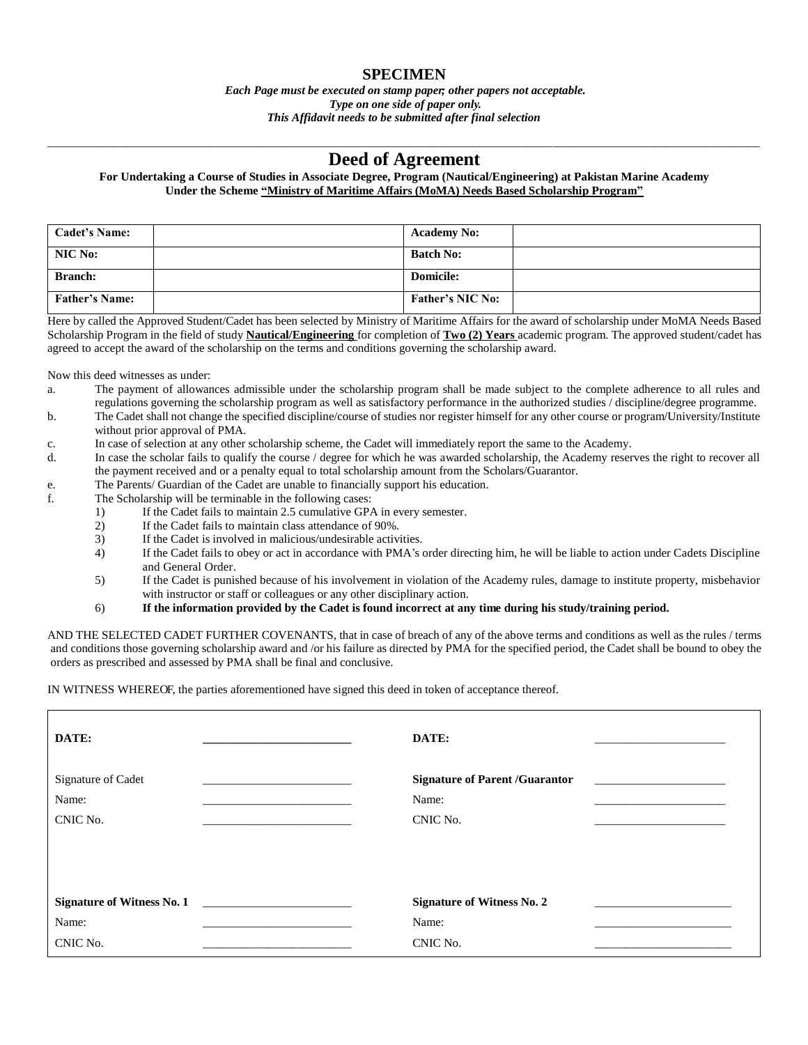**SPECIMEN**

***Each Page must be executed on stamp paper; other papers not acceptable.***
***Type on one side of paper only.***
***This Affidavit needs to be submitted after final selection***

---

# Deed of Agreement

**For Undertaking a Course of Studies in Associate Degree, Program (Nautical/Engineering) at Pakistan Marine Academy Under the Scheme "Ministry of Maritime Affairs (MoMA) Needs Based Scholarship Program"**

| **Cadet's Name:** | | **Academy No:** | |
|---|---|---|---|
| **NIC No:** | | **Batch No:** | |
| **Branch:** | | **Domicile:** | |
| **Father's Name:** | | **Father's NIC No:** | |

Here by called the Approved Student/Cadet has been selected by Ministry of Maritime Affairs for the award of scholarship under MoMA Needs Based Scholarship Program in the field of study **Nautical/Engineering** for completion of **Two (2) Years** academic program. The approved student/cadet has agreed to accept the award of the scholarship on the terms and conditions governing the scholarship award.

Now this deed witnesses as under:

a. The payment of allowances admissible under the scholarship program shall be made subject to the complete adherence to all rules and regulations governing the scholarship program as well as satisfactory performance in the authorized studies / discipline/degree programme.
b. The Cadet shall not change the specified discipline/course of studies nor register himself for any other course or program/University/Institute without prior approval of PMA.
c. In case of selection at any other scholarship scheme, the Cadet will immediately report the same to the Academy.
d. In case the scholar fails to qualify the course / degree for which he was awarded scholarship, the Academy reserves the right to recover all the payment received and or a penalty equal to total scholarship amount from the Scholars/Guarantor.
e. The Parents/ Guardian of the Cadet are unable to financially support his education.
f. The Scholarship will be terminable in the following cases:
    1) If the Cadet fails to maintain 2.5 cumulative GPA in every semester.
    2) If the Cadet fails to maintain class attendance of 90%.
    3) If the Cadet is involved in malicious/undesirable activities.
    4) If the Cadet fails to obey or act in accordance with PMA's order directing him, he will be liable to action under Cadets Discipline and General Order.
    5) If the Cadet is punished because of his involvement in violation of the Academy rules, damage to institute property, misbehavior with instructor or staff or colleagues or any other disciplinary action.
    6) **If the information provided by the Cadet is found incorrect at any time during his study/training period.**

AND THE SELECTED CADET FURTHER COVENANTS, that in case of breach of any of the above terms and conditions as well as the rules / terms and conditions those governing scholarship award and /or his failure as directed by PMA for the specified period, the Cadet shall be bound to obey the orders as prescribed and assessed by PMA shall be final and conclusive.

IN WITNESS WHEREOF, the parties aforementioned have signed this deed in token of acceptance thereof.

| | | | |
|---|---|---|---|
| **DATE:** | ____________ | **DATE:** | ____________ |
| Signature of Cadet | ____________ | **Signature of Parent /Guarantor** | ____________ |
| Name: | ____________ | Name: | ____________ |
| CNIC No. | ____________ | CNIC No. | ____________ |
| **Signature of Witness No. 1** | ____________ | **Signature of Witness No. 2** | ____________ |
| Name: | ____________ | Name: | ____________ |
| CNIC No. | ____________ | CNIC No. | ____________ |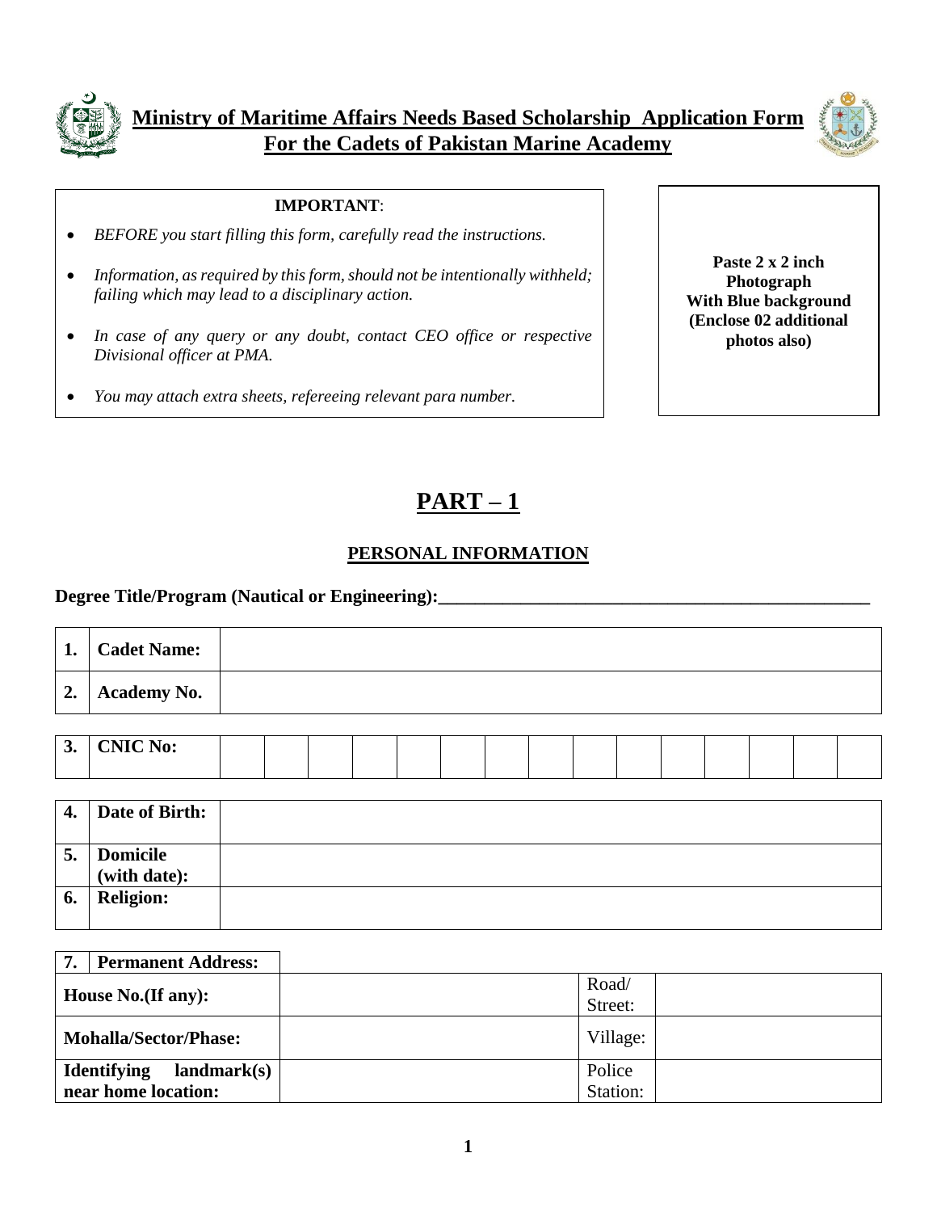# Ministry of Maritime Affairs Needs Based Scholarship Application Form
## For the Cadets of Pakistan Marine Academy

**IMPORTANT**:

- *BEFORE you start filling this form, carefully read the instructions.*
- *Information, as required by this form, should not be intentionally withheld; failing which may lead to a disciplinary action.*
- *In case of any query or any doubt, contact CEO office or respective Divisional officer at PMA.*
- *You may attach extra sheets, refereeing relevant para number.*

**Paste 2 x 2 inch Photograph With Blue background (Enclose 02 additional photos also)**

# PART – 1

## PERSONAL INFORMATION

**Degree Title/Program (Nautical or Engineering):**_______________________________________________

| | | |
|---|---|---|
| **1.** | **Cadet Name:** | |
| **2.** | **Academy No.** | |

| | | | | | | | | | | | | | | | |
|---|---|---|---|---|---|---|---|---|---|---|---|---|---|---|---|
| **3.** | **CNIC No:** | | | | | | | | | | | | | | |

| | | |
|---|---|---|
| **4.** | **Date of Birth:** | |
| **5.** | **Domicile (with date):** | |
| **6.** | **Religion:** | |

| **7. Permanent Address:** | | | |
|---|---|---|---|
| **House No.(If any):** | | Road/ Street: | |
| **Mohalla/Sector/Phase:** | | Village: | |
| **Identifying landmark(s) near home location:** | | Police Station: | |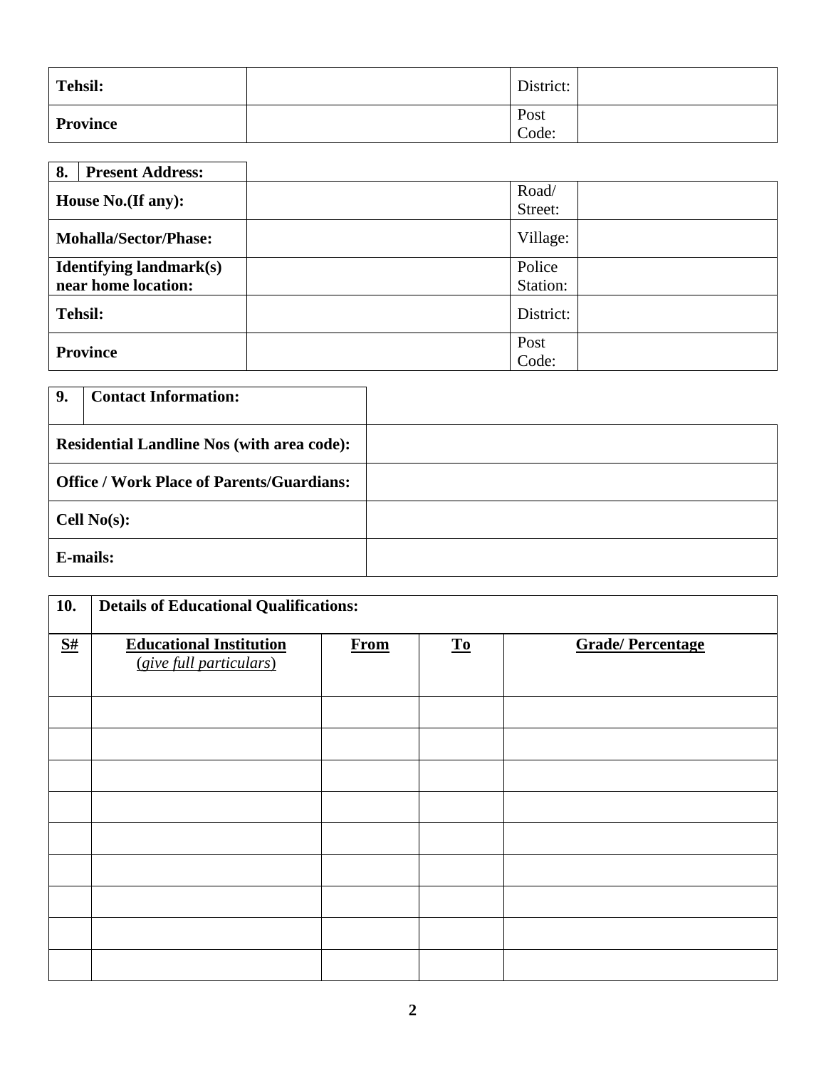| **Tehsil:** | | District: | |
|---|---|---|---|
| **Province** | | Post Code: | |

| **8. Present Address:** | | | |
|---|---|---|---|
| **House No.(If any):** | | Road/ Street: | |
| **Mohalla/Sector/Phase:** | | Village: | |
| **Identifying landmark(s) near home location:** | | Police Station: | |
| **Tehsil:** | | District: | |
| **Province** | | Post Code: | |

| **9. Contact Information:** | |
|---|---|
| **Residential Landline Nos (with area code):** | |
| **Office / Work Place of Parents/Guardians:** | |
| **Cell No(s):** | |
| **E-mails:** | |

| **10.** | **Details of Educational Qualifications:** | | | |
|---|---|---|---|---|
| **S#** | **Educational Institution** (*give full particulars*) | **From** | **To** | **Grade/ Percentage** |
| | | | | |
| | | | | |
| | | | | |
| | | | | |
| | | | | |
| | | | | |
| | | | | |
| | | | | |
| | | | | |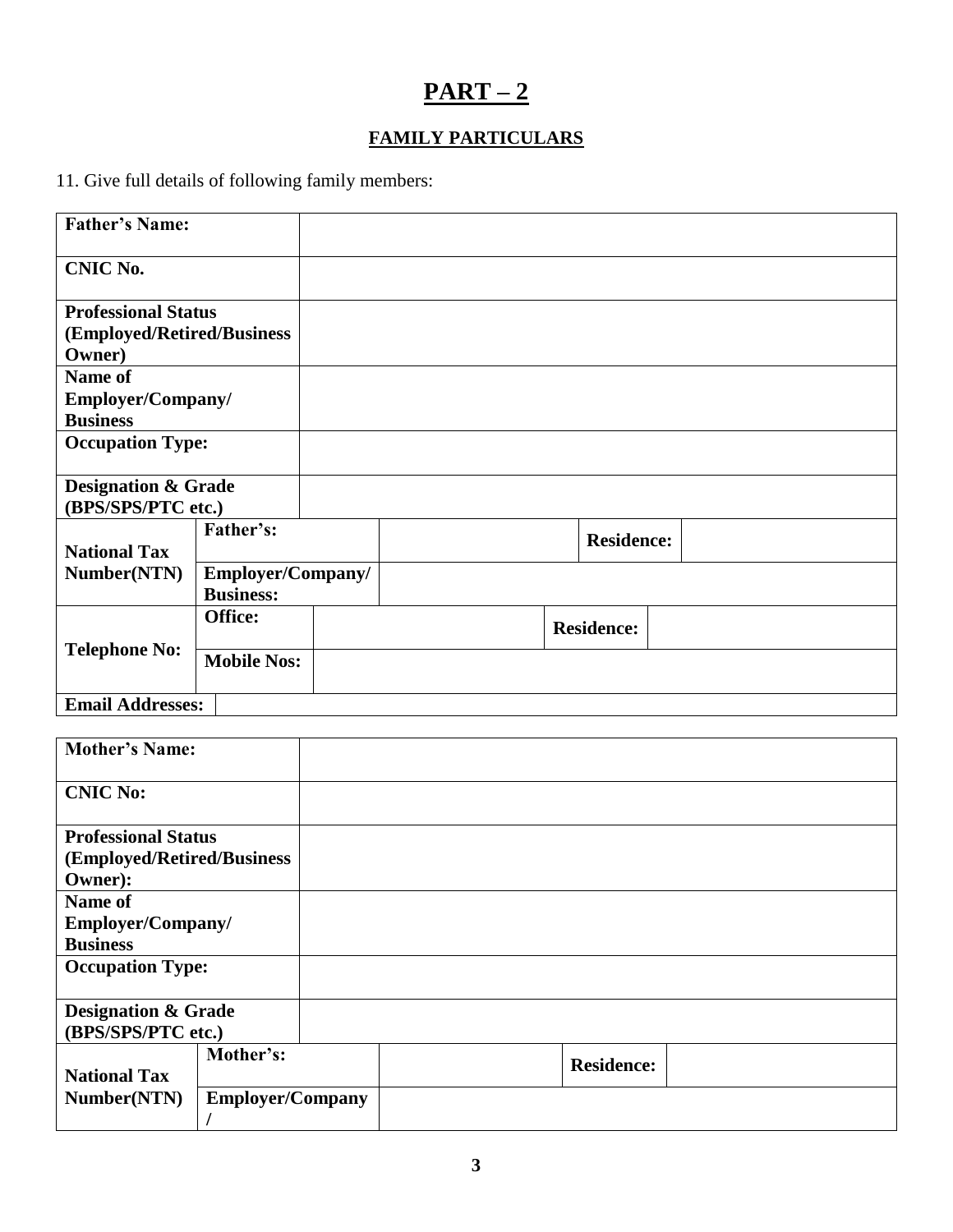# PART – 2

## FAMILY PARTICULARS

11. Give full details of following family members:

| **Father's Name:** | | | | |
|---|---|---|---|---|
| **CNIC No.** | | | | |
| **Professional Status (Employed/Retired/Business Owner)** | | | | |
| **Name of Employer/Company/ Business** | | | | |
| **Occupation Type:** | | | | |
| **Designation & Grade (BPS/SPS/PTC etc.)** | | | | |
| **National Tax Number(NTN)** | **Father's:** | | **Residence:** | |
| | **Employer/Company/ Business:** | | | |
| **Telephone No:** | **Office:** | | **Residence:** | |
| | **Mobile Nos:** | | | |
| **Email Addresses:** | | | | |

| **Mother's Name:** | | | | |
|---|---|---|---|---|
| **CNIC No:** | | | | |
| **Professional Status (Employed/Retired/Business Owner):** | | | | |
| **Name of Employer/Company/ Business** | | | | |
| **Occupation Type:** | | | | |
| **Designation & Grade (BPS/SPS/PTC etc.)** | | | | |
| **National Tax Number(NTN)** | **Mother's:** | | **Residence:** | |
| | **Employer/Company /** | | | |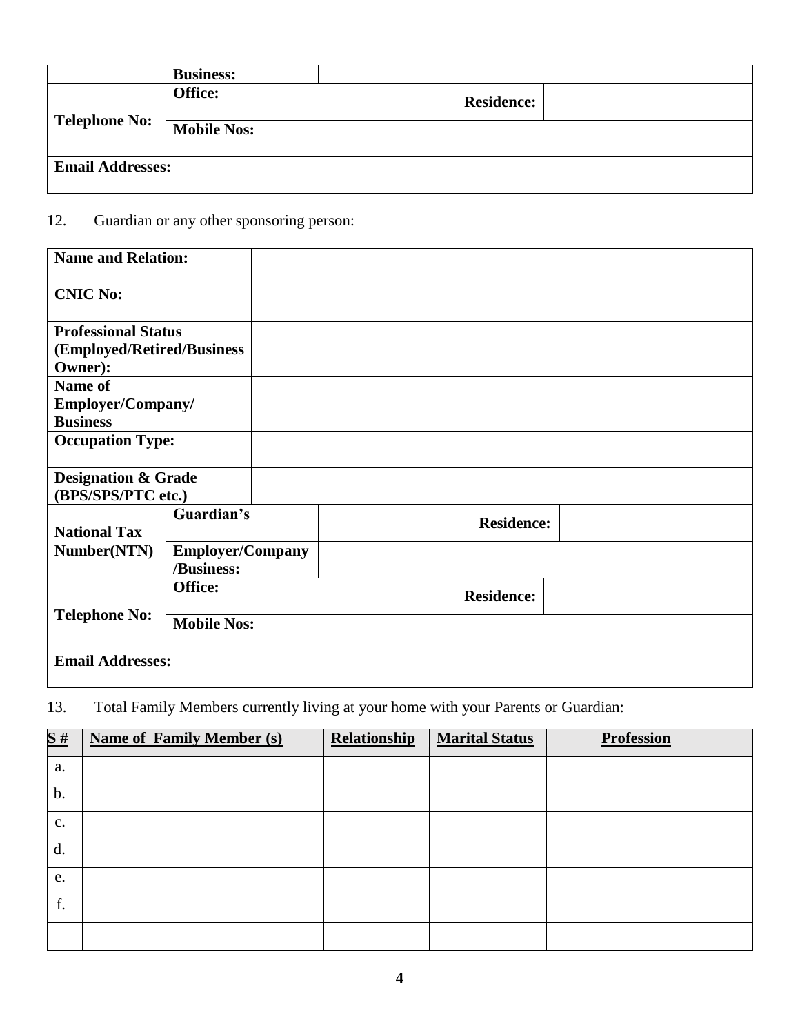| | **Business:** | | | |
|---|---|---|---|---|
| **Telephone No:** | **Office:** | | **Residence:** | |
| | **Mobile Nos:** | | | |
| **Email Addresses:** | | | | |

12. Guardian or any other sponsoring person:

| | | | | |
|---|---|---|---|---|
| **Name and Relation:** | | | | |
| **CNIC No:** | | | | |
| **Professional Status (Employed/Retired/Business Owner):** | | | | |
| **Name of Employer/Company/ Business** | | | | |
| **Occupation Type:** | | | | |
| **Designation & Grade (BPS/SPS/PTC etc.)** | | | | |
| **National Tax Number(NTN)** | **Guardian's** | | **Residence:** | |
| | **Employer/Company /Business:** | | | |
| **Telephone No:** | **Office:** | | **Residence:** | |
| | **Mobile Nos:** | | | |
| **Email Addresses:** | | | | |

13. Total Family Members currently living at your home with your Parents or Guardian:

| **S #** | **Name of Family Member (s)** | **Relationship** | **Marital Status** | **Profession** |
|---|---|---|---|---|
| a. | | | | |
| b. | | | | |
| c. | | | | |
| d. | | | | |
| e. | | | | |
| f. | | | | |
| | | | | |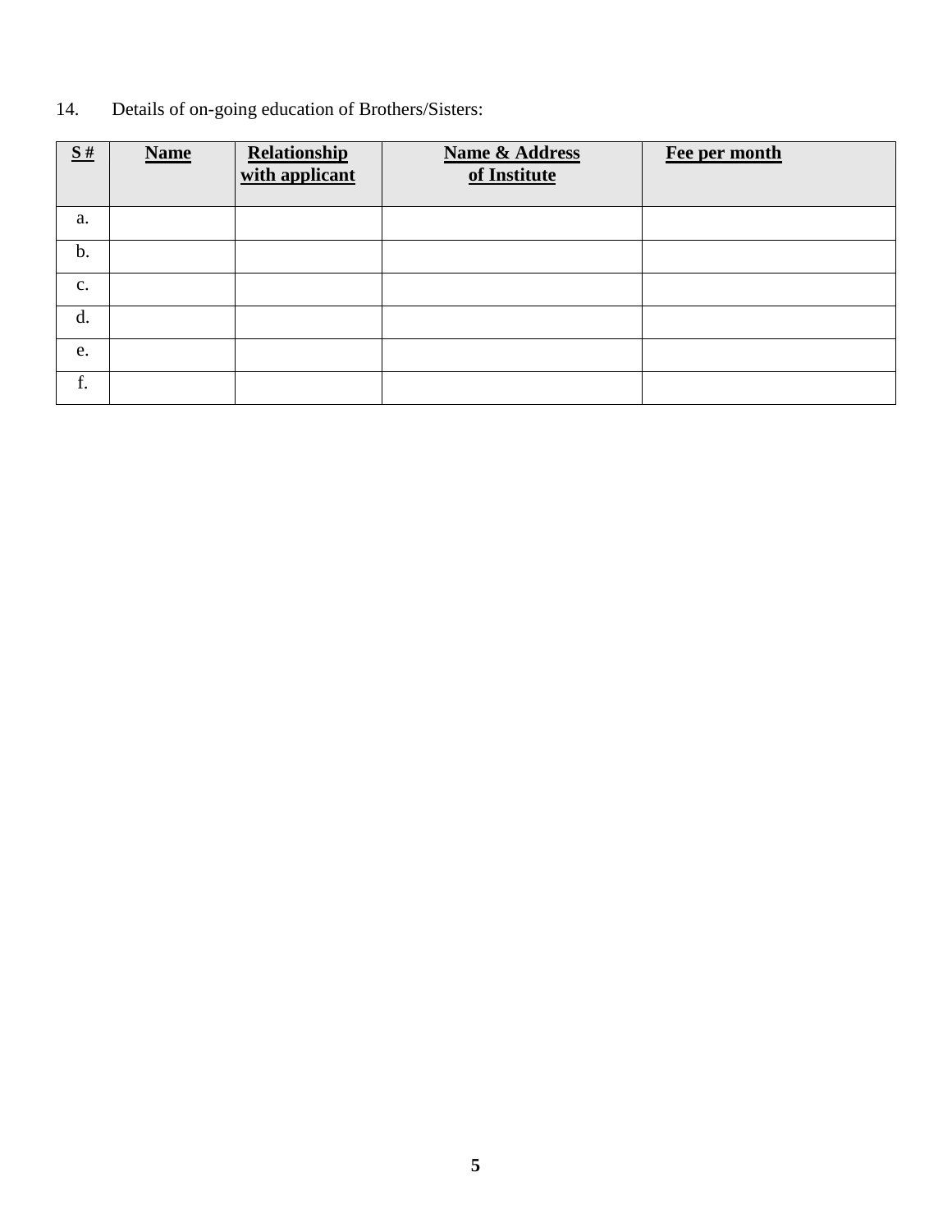14. Details of on-going education of Brothers/Sisters:

| **S #** | **Name** | **Relationship with applicant** | **Name & Address of Institute** | **Fee per month** |
|---|---|---|---|---|
| a. | | | | |
| b. | | | | |
| c. | | | | |
| d. | | | | |
| e. | | | | |
| f. | | | | |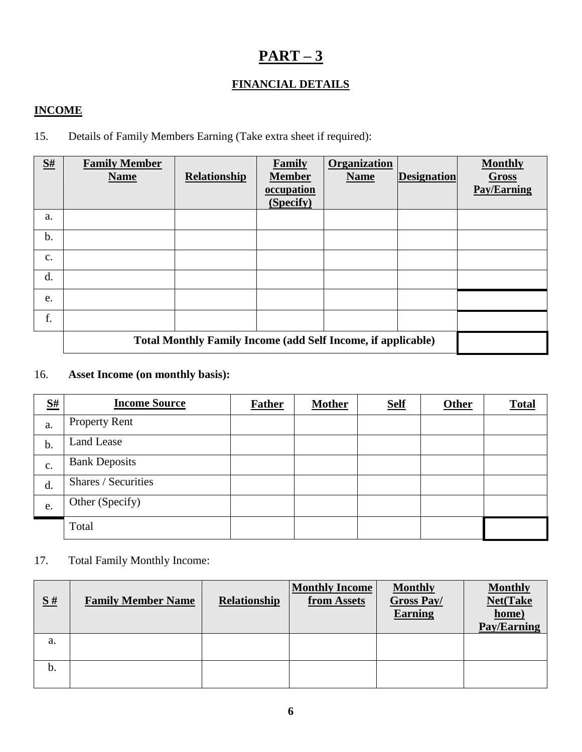# PART – 3

## FINANCIAL DETAILS

### INCOME

15. Details of Family Members Earning (Take extra sheet if required):

| S# | Family Member Name | Relationship | Family Member occupation (Specify) | Organization Name | Designation | Monthly Gross Pay/Earning |
|---|---|---|---|---|---|---|
| a. | | | | | | |
| b. | | | | | | |
| c. | | | | | | |
| d. | | | | | | |
| e. | | | | | | |
| f. | | | | | | |
| | **Total Monthly Family Income (add Self Income, if applicable)** | | | | | |

16. **Asset Income (on monthly basis):**

| S# | Income Source | Father | Mother | Self | Other | Total |
|---|---|---|---|---|---|---|
| a. | Property Rent | | | | | |
| b. | Land Lease | | | | | |
| c. | Bank Deposits | | | | | |
| d. | Shares / Securities | | | | | |
| e. | Other (Specify) | | | | | |
| | Total | | | | | |

17. Total Family Monthly Income:

| S # | Family Member Name | Relationship | Monthly Income from Assets | Monthly Gross Pay/ Earning | Monthly Net(Take home) Pay/Earning |
|---|---|---|---|---|---|
| a. | | | | | |
| b. | | | | | |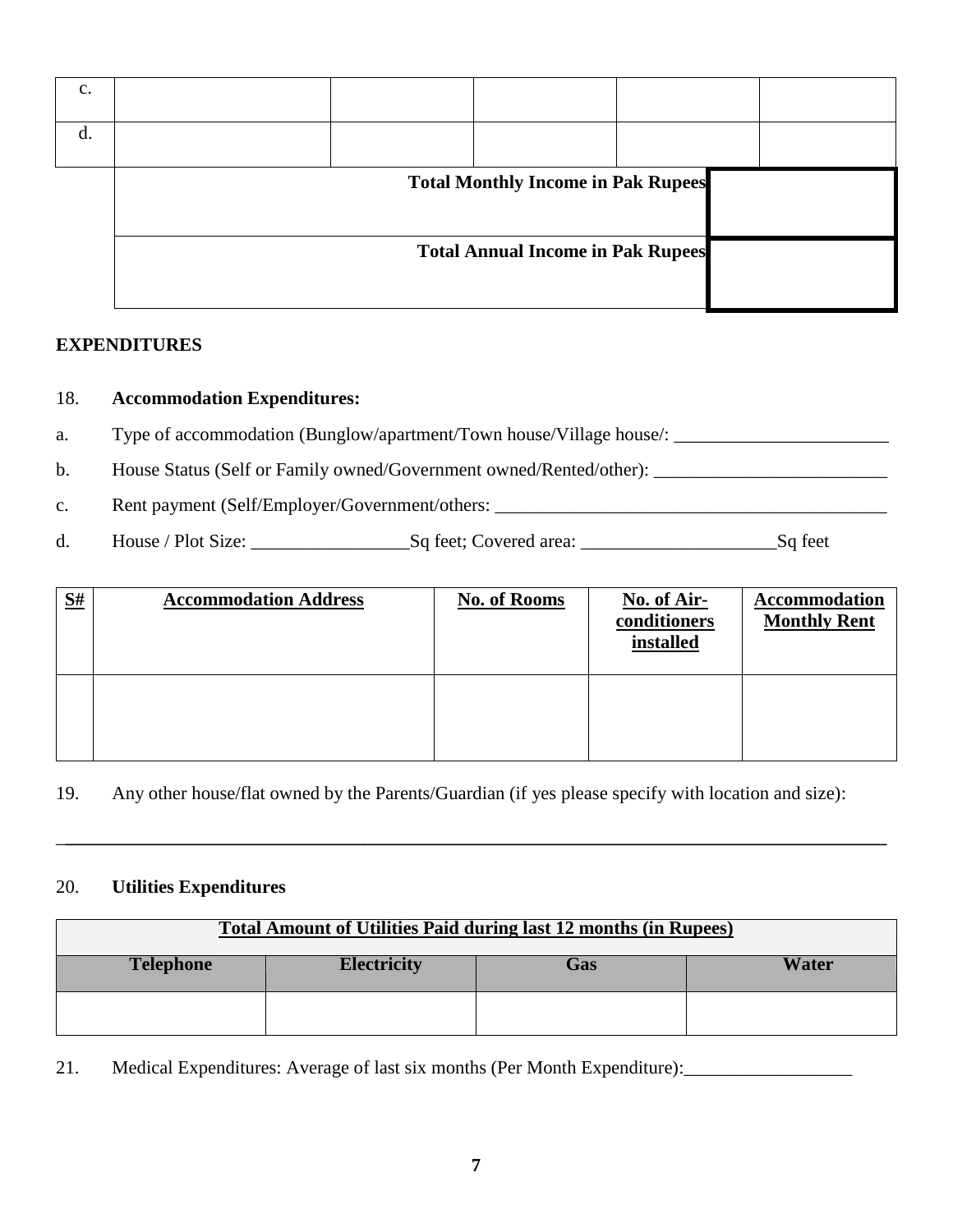| | | | | | |
|---|---|---|---|---|---|
| c. | | | | | |
| d. | | | | | |
| | **Total Monthly Income in Pak Rupees** | | | | |
| | **Total Annual Income in Pak Rupees** | | | | |

**EXPENDITURES**

18. **Accommodation Expenditures:**

a. Type of accommodation (Bunglow/apartment/Town house/Village house/: _______________________

b. House Status (Self or Family owned/Government owned/Rented/other): _________________________

c. Rent payment (Self/Employer/Government/others: ____________________________________________

d. House / Plot Size: _________________Sq feet; Covered area: _____________________Sq feet

| S# | Accommodation Address | No. of Rooms | No. of Air-conditioners installed | Accommodation Monthly Rent |
|---|---|---|---|---|
| | | | | |

19. Any other house/flat owned by the Parents/Guardian (if yes please specify with location and size):

_____________________________________________________________________________________________

20. **Utilities Expenditures**

| Total Amount of Utilities Paid during last 12 months (in Rupees) | | | |
|---|---|---|---|
| **Telephone** | **Electricity** | **Gas** | **Water** |
| | | | |

21. Medical Expenditures: Average of last six months (Per Month Expenditure):__________________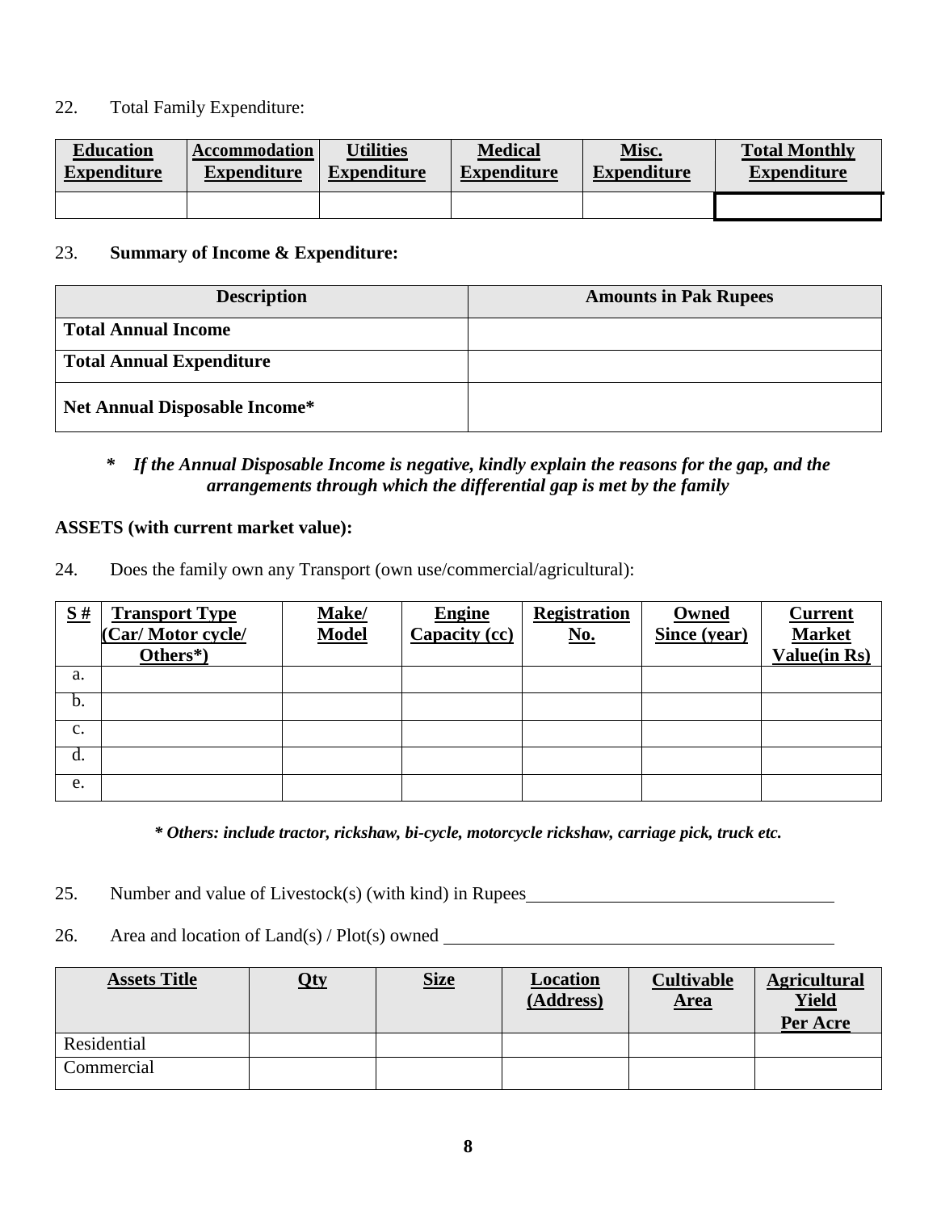22. Total Family Expenditure:

| **Education Expenditure** | **Accommodation Expenditure** | **Utilities Expenditure** | **Medical Expenditure** | **Misc. Expenditure** | **Total Monthly Expenditure** |
|---|---|---|---|---|---|
| | | | | | |

23. **Summary of Income & Expenditure:**

| **Description** | **Amounts in Pak Rupees** |
|---|---|
| **Total Annual Income** | |
| **Total Annual Expenditure** | |
| **Net Annual Disposable Income*** | |

***\* If the Annual Disposable Income is negative, kindly explain the reasons for the gap, and the arrangements through which the differential gap is met by the family***

**ASSETS (with current market value):**

24. Does the family own any Transport (own use/commercial/agricultural):

| **S #** | **Transport Type (Car/ Motor cycle/ Others*)** | **Make/ Model** | **Engine Capacity (cc)** | **Registration No.** | **Owned Since (year)** | **Current Market Value(in Rs)** |
|---|---|---|---|---|---|---|
| a. | | | | | | |
| b. | | | | | | |
| c. | | | | | | |
| d. | | | | | | |
| e. | | | | | | |

***\* Others: include tractor, rickshaw, bi-cycle, motorcycle rickshaw, carriage pick, truck etc.***

25. Number and value of Livestock(s) (with kind) in Rupees ____________________

26. Area and location of Land(s) / Plot(s) owned ____________________

| **Assets Title** | **Qty** | **Size** | **Location (Address)** | **Cultivable Area** | **Agricultural Yield Per Acre** |
|---|---|---|---|---|---|
| Residential | | | | | |
| Commercial | | | | | |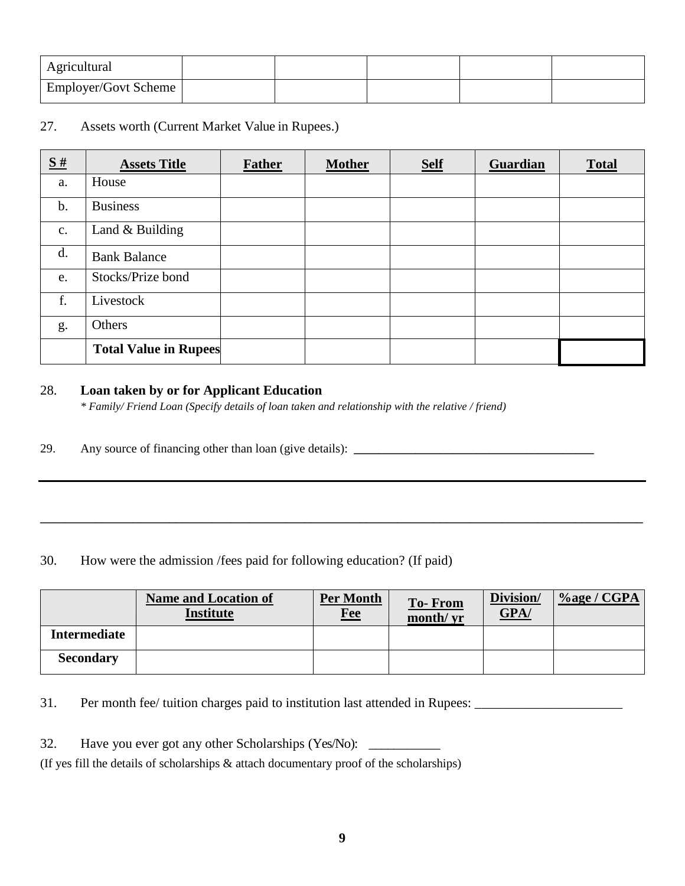| Agricultural | | | | | |
|---|---|---|---|---|---|
| Employer/Govt Scheme | | | | | |

27. Assets worth (Current Market Value in Rupees.)

| **S #** | **Assets Title** | **Father** | **Mother** | **Self** | **Guardian** | **Total** |
|---|---|---|---|---|---|---|
| a. | House | | | | | |
| b. | Business | | | | | |
| c. | Land & Building | | | | | |
| d. | Bank Balance | | | | | |
| e. | Stocks/Prize bond | | | | | |
| f. | Livestock | | | | | |
| g. | Others | | | | | |
| | **Total Value in Rupees** | | | | | |

28. **Loan taken by or for Applicant Education**

*\* Family/ Friend Loan (Specify details of loan taken and relationship with the relative / friend)*

29. Any source of financing other than loan (give details): ________________________________________

______________________________________________________________________________________

______________________________________________________________________________________

30. How were the admission /fees paid for following education? (If paid)

| | **Name and Location of Institute** | **Per Month Fee** | **To- From month/ yr** | **Division/ GPA/** | **%age / CGPA** |
|---|---|---|---|---|---|
| **Intermediate** | | | | | |
| **Secondary** | | | | | |

31. Per month fee/ tuition charges paid to institution last attended in Rupees: ______________________

32. Have you ever got any other Scholarships (Yes/No): ___________

(If yes fill the details of scholarships & attach documentary proof of the scholarships)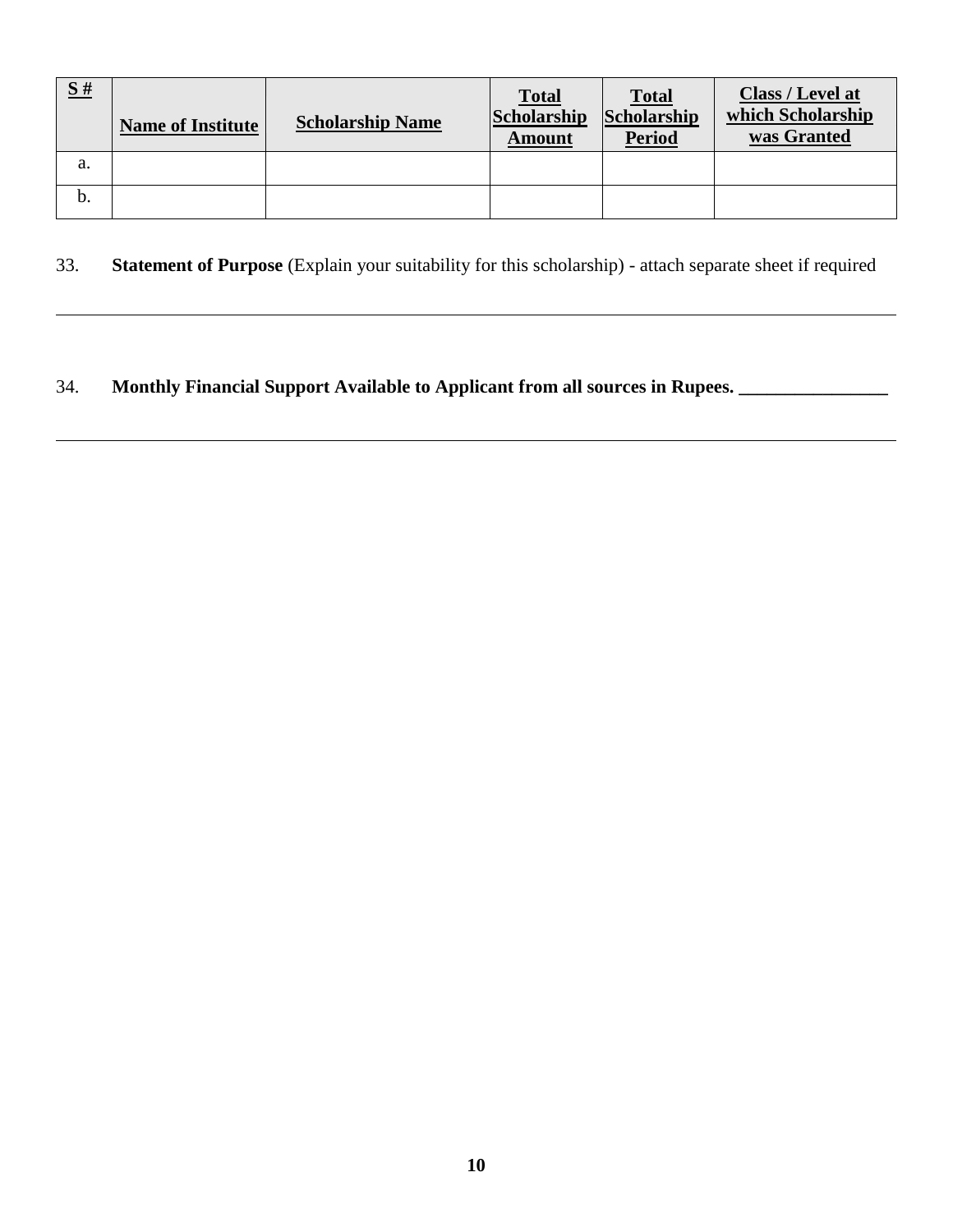| S # | Name of Institute | Scholarship Name | Total Scholarship Amount | Total Scholarship Period | Class / Level at which Scholarship was Granted |
|---|---|---|---|---|---|
| a. | | | | | |
| b. | | | | | |

33. **Statement of Purpose** (Explain your suitability for this scholarship) - attach separate sheet if required

_______________________________________________________________________________

34. **Monthly Financial Support Available to Applicant from all sources in Rupees. ________________**

_______________________________________________________________________________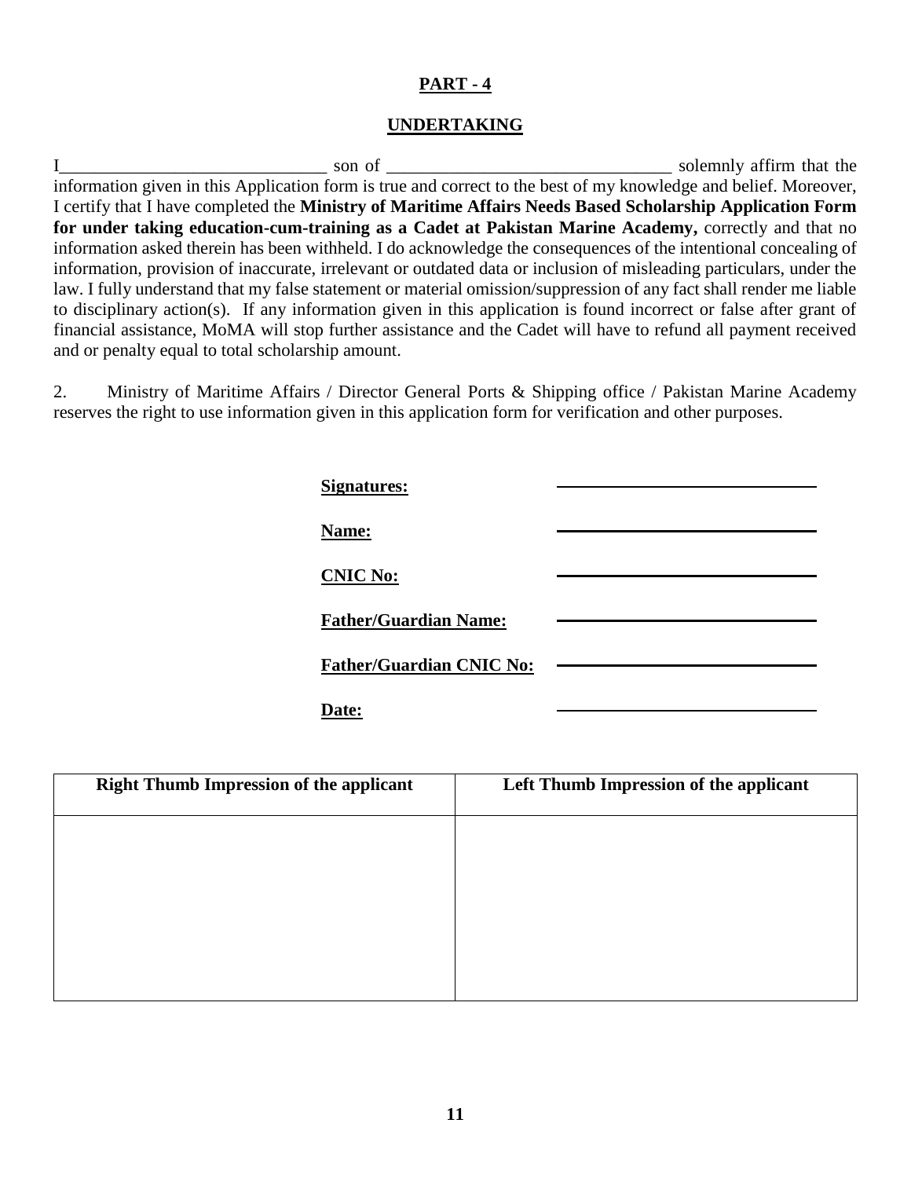## PART - 4

## UNDERTAKING

I______________________________ son of ________________________________ solemnly affirm that the information given in this Application form is true and correct to the best of my knowledge and belief. Moreover, I certify that I have completed the **Ministry of Maritime Affairs Needs Based Scholarship Application Form for under taking education-cum-training as a Cadet at Pakistan Marine Academy,** correctly and that no information asked therein has been withheld. I do acknowledge the consequences of the intentional concealing of information, provision of inaccurate, irrelevant or outdated data or inclusion of misleading particulars, under the law. I fully understand that my false statement or material omission/suppression of any fact shall render me liable to disciplinary action(s). If any information given in this application is found incorrect or false after grant of financial assistance, MoMA will stop further assistance and the Cadet will have to refund all payment received and or penalty equal to total scholarship amount.

2. Ministry of Maritime Affairs / Director General Ports & Shipping office / Pakistan Marine Academy reserves the right to use information given in this application form for verification and other purposes.

**Signatures:** ______________________________

**Name:** ______________________________

**CNIC No:** ______________________________

**Father/Guardian Name:** ______________________________

**Father/Guardian CNIC No:** ______________________________

**Date:** ______________________________

| Right Thumb Impression of the applicant | Left Thumb Impression of the applicant |
|---|---|
| | |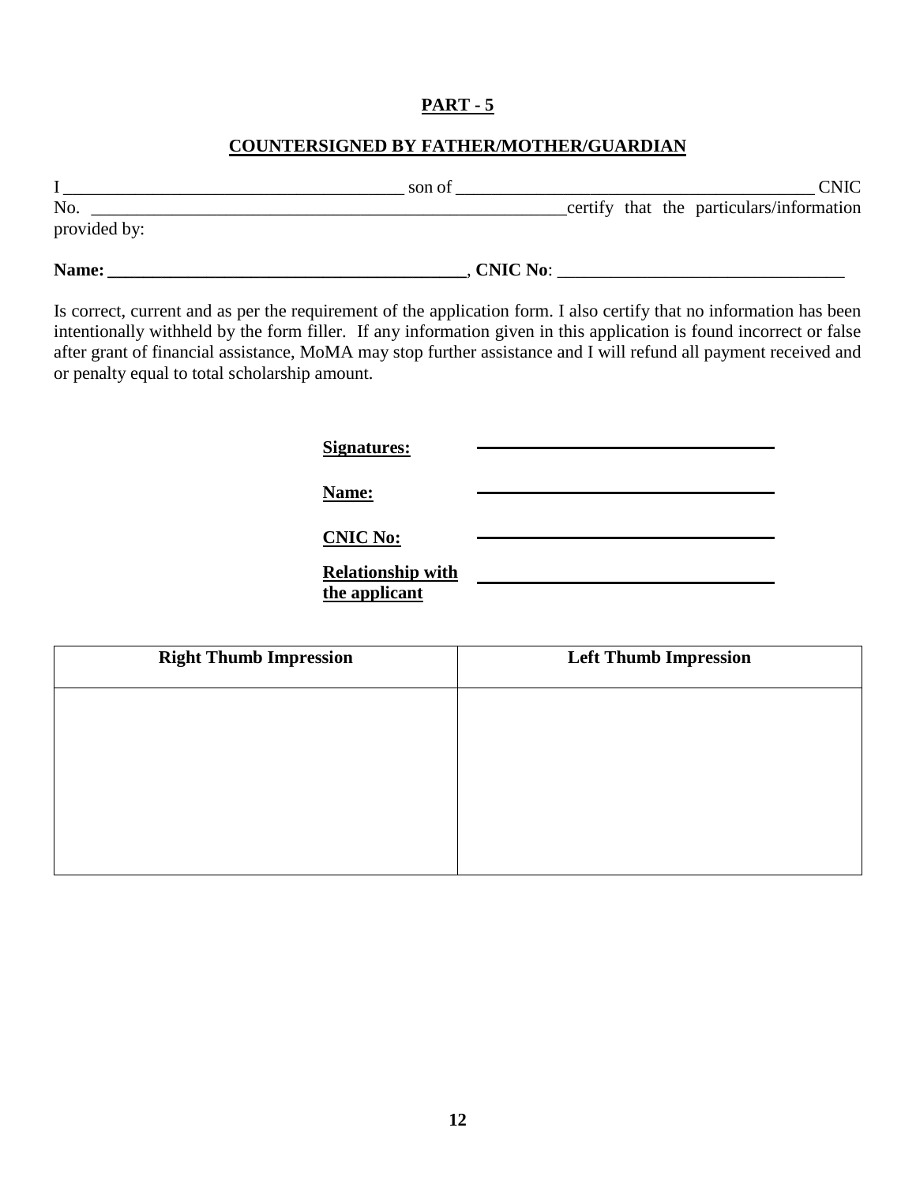## PART - 5

## COUNTERSIGNED BY FATHER/MOTHER/GUARDIAN

I _______________________________________ son of __________________________________________ CNIC No. ________________________________________________________certify that the particulars/information provided by:

**Name: _________________________________________**, **CNIC No**: _________________________________

Is correct, current and as per the requirement of the application form. I also certify that no information has been intentionally withheld by the form filler. If any information given in this application is found incorrect or false after grant of financial assistance, MoMA may stop further assistance and I will refund all payment received and or penalty equal to total scholarship amount.

**Signatures:** ________________________________

**Name:** ________________________________

**CNIC No:** ________________________________

**Relationship with the applicant** ________________________________

| Right Thumb Impression | Left Thumb Impression |
|---|---|
| | |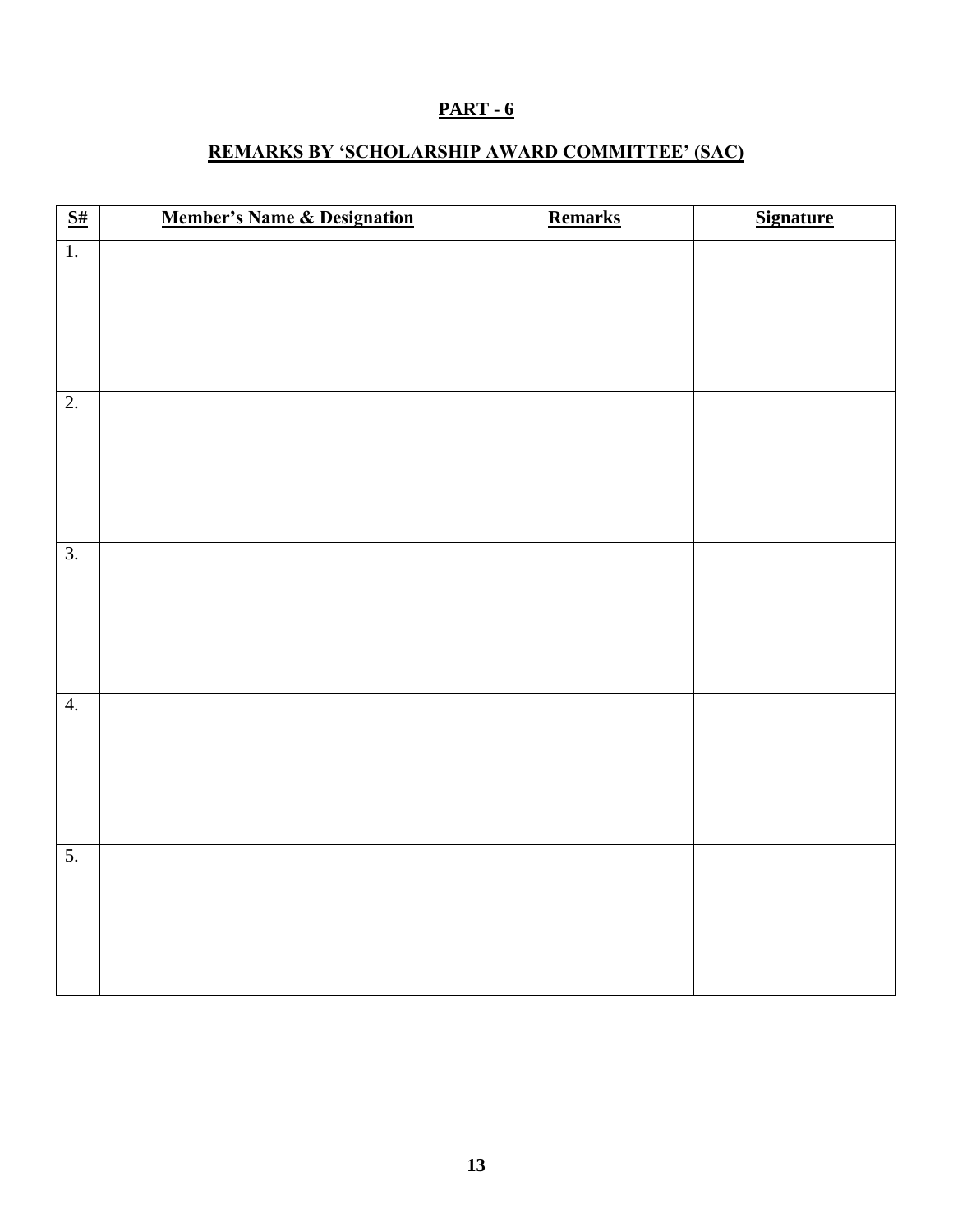## **PART - 6**

## **REMARKS BY 'SCHOLARSHIP AWARD COMMITTEE' (SAC)**

| **S#** | **Member's Name & Designation** | **Remarks** | **Signature** |
|---|---|---|---|
| 1. | | | |
| 2. | | | |
| 3. | | | |
| 4. | | | |
| 5. | | | |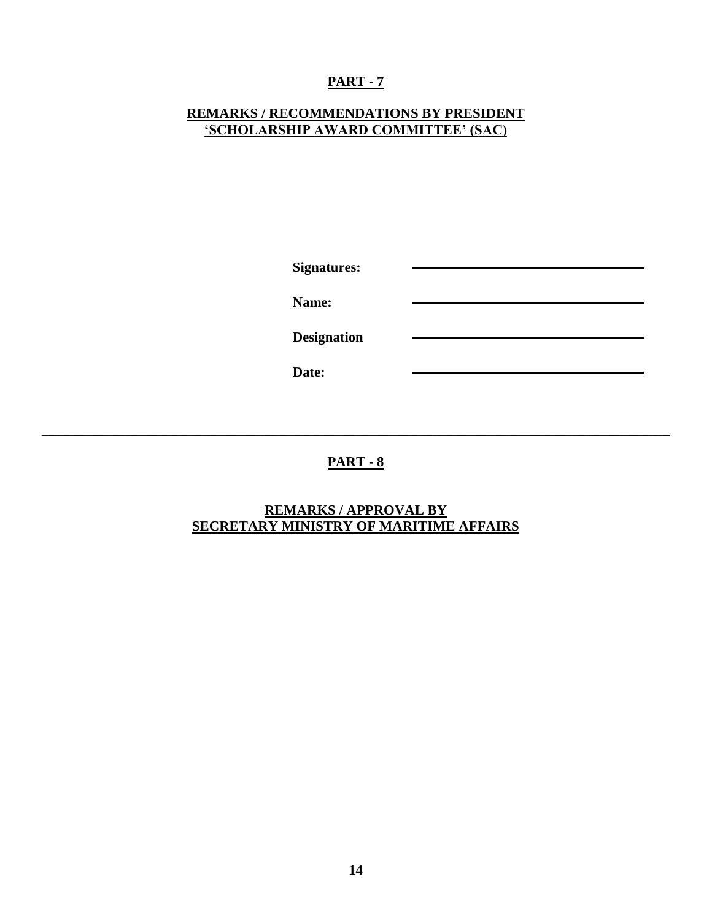## PART - 7

### REMARKS / RECOMMENDATIONS BY PRESIDENT 'SCHOLARSHIP AWARD COMMITTEE' (SAC)

**Signatures:** ______________________

**Name:** ______________________

**Designation** ______________________

**Date:** ______________________

---

## PART - 8

### REMARKS / APPROVAL BY SECRETARY MINISTRY OF MARITIME AFFAIRS